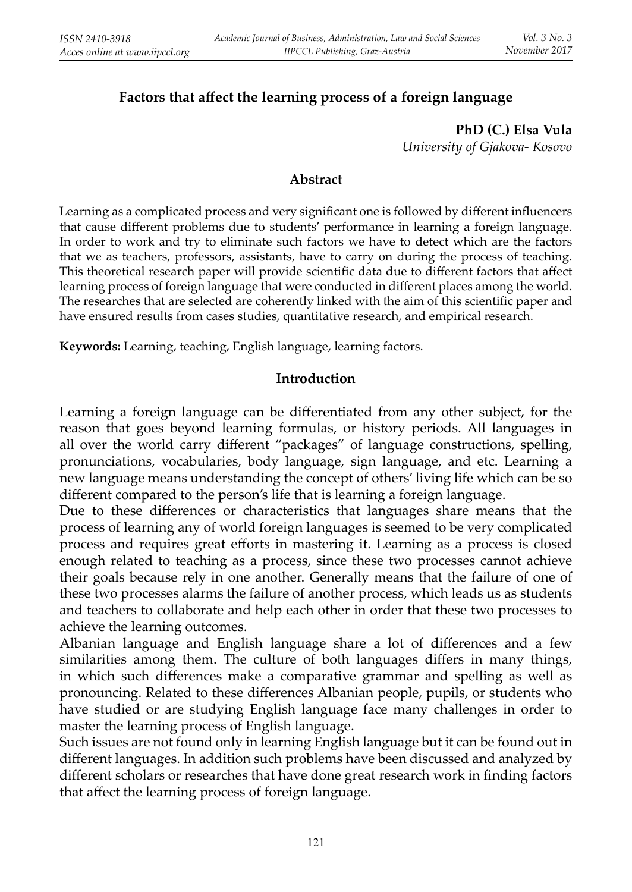# Factors that affect the learning process of a foreign language

**PhD (C.) Elsa Vula**
*University of Gjakova- Kosovo*

## Abstract

Learning as a complicated process and very significant one is followed by different influencers that cause different problems due to students' performance in learning a foreign language. In order to work and try to eliminate such factors we have to detect which are the factors that we as teachers, professors, assistants, have to carry on during the process of teaching. This theoretical research paper will provide scientific data due to different factors that affect learning process of foreign language that were conducted in different places among the world. The researches that are selected are coherently linked with the aim of this scientific paper and have ensured results from cases studies, quantitative research, and empirical research.

**Keywords:** Learning, teaching, English language, learning factors.

## Introduction

Learning a foreign language can be differentiated from any other subject, for the reason that goes beyond learning formulas, or history periods. All languages in all over the world carry different "packages" of language constructions, spelling, pronunciations, vocabularies, body language, sign language, and etc. Learning a new language means understanding the concept of others' living life which can be so different compared to the person's life that is learning a foreign language.

Due to these differences or characteristics that languages share means that the process of learning any of world foreign languages is seemed to be very complicated process and requires great efforts in mastering it. Learning as a process is closed enough related to teaching as a process, since these two processes cannot achieve their goals because rely in one another. Generally means that the failure of one of these two processes alarms the failure of another process, which leads us as students and teachers to collaborate and help each other in order that these two processes to achieve the learning outcomes.

Albanian language and English language share a lot of differences and a few similarities among them. The culture of both languages differs in many things, in which such differences make a comparative grammar and spelling as well as pronouncing. Related to these differences Albanian people, pupils, or students who have studied or are studying English language face many challenges in order to master the learning process of English language.

Such issues are not found only in learning English language but it can be found out in different languages. In addition such problems have been discussed and analyzed by different scholars or researches that have done great research work in finding factors that affect the learning process of foreign language.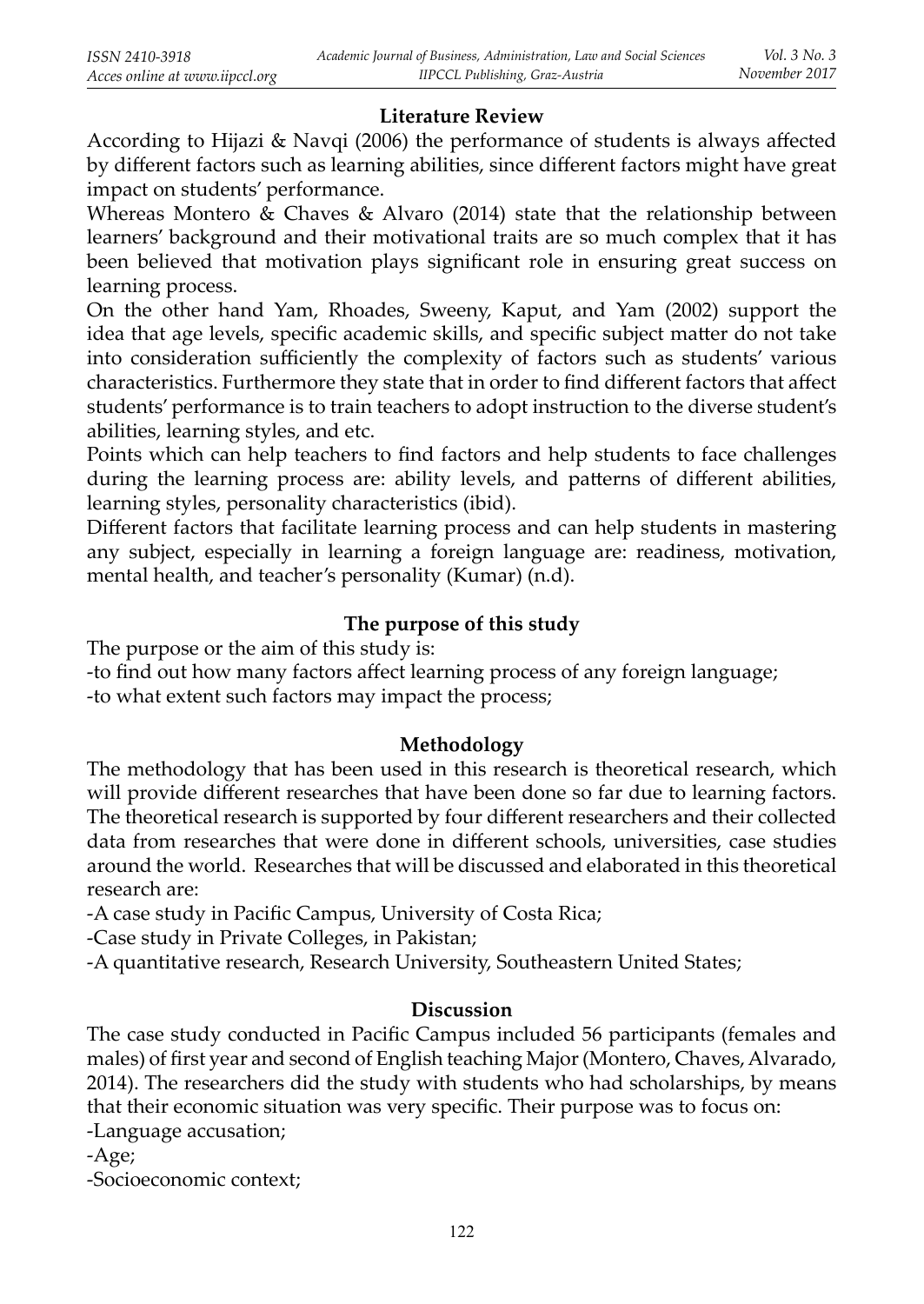## Literature Review

According to Hijazi & Navqi (2006) the performance of students is always affected by different factors such as learning abilities, since different factors might have great impact on students' performance.

Whereas Montero & Chaves & Alvaro (2014) state that the relationship between learners' background and their motivational traits are so much complex that it has been believed that motivation plays significant role in ensuring great success on learning process.

On the other hand Yam, Rhoades, Sweeny, Kaput, and Yam (2002) support the idea that age levels, specific academic skills, and specific subject matter do not take into consideration sufficiently the complexity of factors such as students' various characteristics. Furthermore they state that in order to find different factors that affect students' performance is to train teachers to adopt instruction to the diverse student's abilities, learning styles, and etc.

Points which can help teachers to find factors and help students to face challenges during the learning process are: ability levels, and patterns of different abilities, learning styles, personality characteristics (ibid).

Different factors that facilitate learning process and can help students in mastering any subject, especially in learning a foreign language are: readiness, motivation, mental health, and teacher's personality (Kumar) (n.d).

## The purpose of this study

The purpose or the aim of this study is:

-to find out how many factors affect learning process of any foreign language;

-to what extent such factors may impact the process;

## Methodology

The methodology that has been used in this research is theoretical research, which will provide different researches that have been done so far due to learning factors. The theoretical research is supported by four different researchers and their collected data from researches that were done in different schools, universities, case studies around the world. Researches that will be discussed and elaborated in this theoretical research are:

-A case study in Pacific Campus, University of Costa Rica;

-Case study in Private Colleges, in Pakistan;

-A quantitative research, Research University, Southeastern United States;

## Discussion

The case study conducted in Pacific Campus included 56 participants (females and males) of first year and second of English teaching Major (Montero, Chaves, Alvarado, 2014). The researchers did the study with students who had scholarships, by means that their economic situation was very specific. Their purpose was to focus on:

-Language accusation;

-Age;

-Socioeconomic context;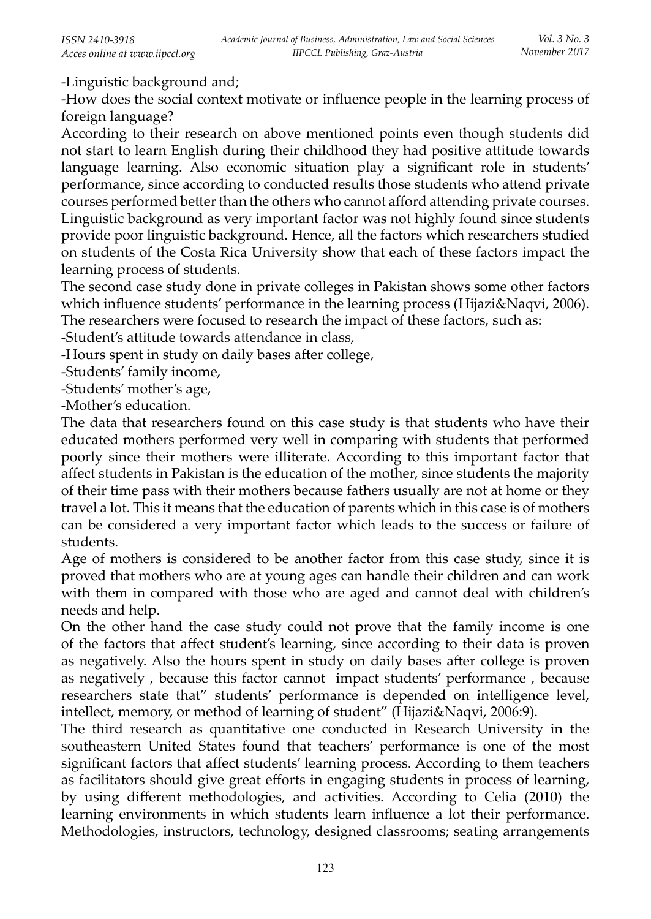-Linguistic background and;

-How does the social context motivate or influence people in the learning process of foreign language?

According to their research on above mentioned points even though students did not start to learn English during their childhood they had positive attitude towards language learning. Also economic situation play a significant role in students' performance, since according to conducted results those students who attend private courses performed better than the others who cannot afford attending private courses. Linguistic background as very important factor was not highly found since students provide poor linguistic background. Hence, all the factors which researchers studied on students of the Costa Rica University show that each of these factors impact the learning process of students.

The second case study done in private colleges in Pakistan shows some other factors which influence students' performance in the learning process (Hijazi&Naqvi, 2006). The researchers were focused to research the impact of these factors, such as:

-Student's attitude towards attendance in class,

-Hours spent in study on daily bases after college,

-Students' family income,

-Students' mother's age,

-Mother's education.

The data that researchers found on this case study is that students who have their educated mothers performed very well in comparing with students that performed poorly since their mothers were illiterate. According to this important factor that affect students in Pakistan is the education of the mother, since students the majority of their time pass with their mothers because fathers usually are not at home or they travel a lot. This it means that the education of parents which in this case is of mothers can be considered a very important factor which leads to the success or failure of students.

Age of mothers is considered to be another factor from this case study, since it is proved that mothers who are at young ages can handle their children and can work with them in compared with those who are aged and cannot deal with children's needs and help.

On the other hand the case study could not prove that the family income is one of the factors that affect student's learning, since according to their data is proven as negatively. Also the hours spent in study on daily bases after college is proven as negatively , because this factor cannot impact students' performance , because researchers state that" students' performance is depended on intelligence level, intellect, memory, or method of learning of student" (Hijazi&Naqvi, 2006:9).

The third research as quantitative one conducted in Research University in the southeastern United States found that teachers' performance is one of the most significant factors that affect students' learning process. According to them teachers as facilitators should give great efforts in engaging students in process of learning, by using different methodologies, and activities. According to Celia (2010) the learning environments in which students learn influence a lot their performance. Methodologies, instructors, technology, designed classrooms; seating arrangements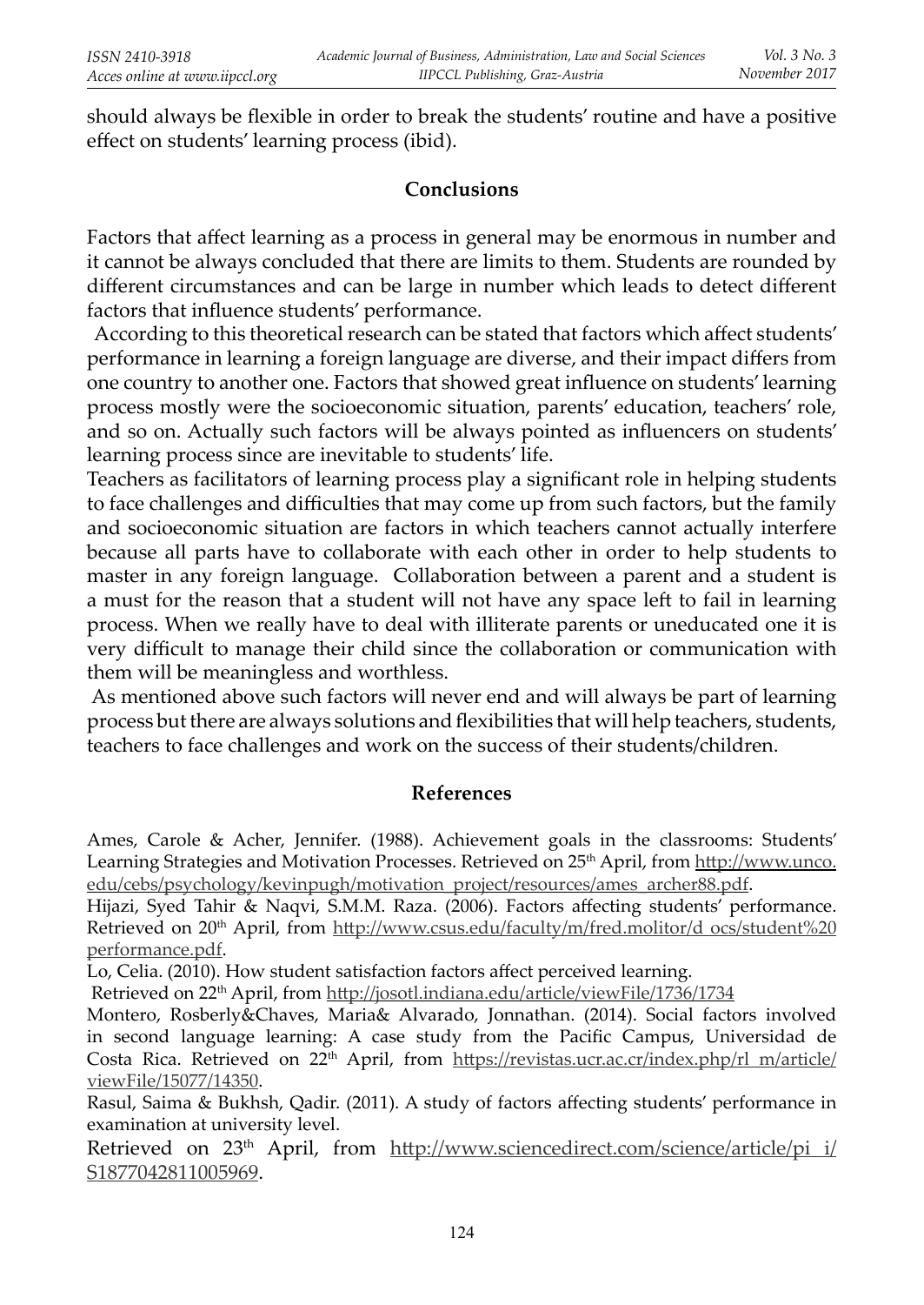should always be flexible in order to break the students' routine and have a positive effect on students' learning process (ibid).

## Conclusions

Factors that affect learning as a process in general may be enormous in number and it cannot be always concluded that there are limits to them. Students are rounded by different circumstances and can be large in number which leads to detect different factors that influence students' performance.

According to this theoretical research can be stated that factors which affect students' performance in learning a foreign language are diverse, and their impact differs from one country to another one. Factors that showed great influence on students' learning process mostly were the socioeconomic situation, parents' education, teachers' role, and so on. Actually such factors will be always pointed as influencers on students' learning process since are inevitable to students' life.

Teachers as facilitators of learning process play a significant role in helping students to face challenges and difficulties that may come up from such factors, but the family and socioeconomic situation are factors in which teachers cannot actually interfere because all parts have to collaborate with each other in order to help students to master in any foreign language. Collaboration between a parent and a student is a must for the reason that a student will not have any space left to fail in learning process. When we really have to deal with illiterate parents or uneducated one it is very difficult to manage their child since the collaboration or communication with them will be meaningless and worthless.

As mentioned above such factors will never end and will always be part of learning process but there are always solutions and flexibilities that will help teachers, students, teachers to face challenges and work on the success of their students/children.

## References

Ames, Carole & Acher, Jennifer. (1988). Achievement goals in the classrooms: Students' Learning Strategies and Motivation Processes. Retrieved on 25th April, from http://www.unco.edu/cebs/psychology/kevinpugh/motivation_project/resources/ames_archer88.pdf.

Hijazi, Syed Tahir & Naqvi, S.M.M. Raza. (2006). Factors affecting students' performance. Retrieved on 20th April, from http://www.csus.edu/faculty/m/fred.molitor/d ocs/student%20 performance.pdf.

Lo, Celia. (2010). How student satisfaction factors affect perceived learning. Retrieved on 22th April, from http://josotl.indiana.edu/article/viewFile/1736/1734

Montero, Rosberly&Chaves, Maria& Alvarado, Jonnathan. (2014). Social factors involved in second language learning: A case study from the Pacific Campus, Universidad de Costa Rica. Retrieved on 22th April, from https://revistas.ucr.ac.cr/index.php/rl m/article/viewFile/15077/14350.

Rasul, Saima & Bukhsh, Qadir. (2011). A study of factors affecting students' performance in examination at university level.

Retrieved on 23th April, from http://www.sciencedirect.com/science/article/pi i/S1877042811005969.